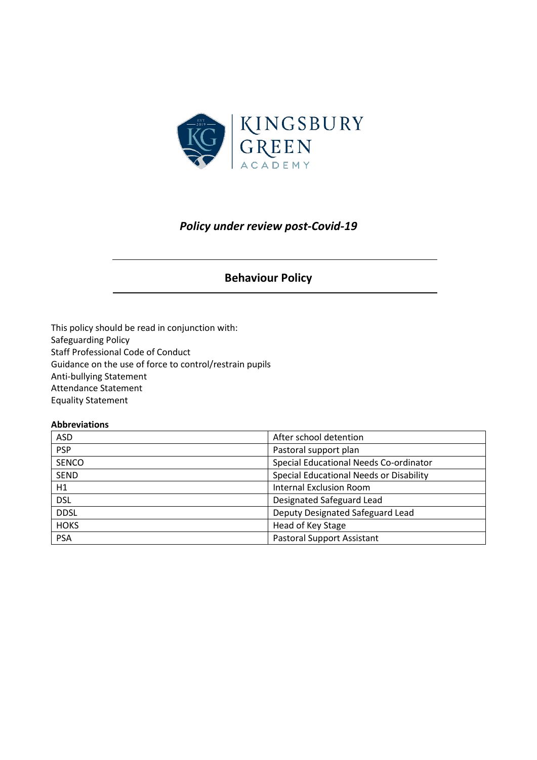KINGSBURY GREEN ACADEMY

*Policy under review post-Covid-19*

# Behaviour Policy

This policy should be read in conjunction with:
Safeguarding Policy
Staff Professional Code of Conduct
Guidance on the use of force to control/restrain pupils
Anti-bullying Statement
Attendance Statement
Equality Statement

**Abbreviations**

| | |
|---|---|
| ASD | After school detention |
| PSP | Pastoral support plan |
| SENCO | Special Educational Needs Co-ordinator |
| SEND | Special Educational Needs or Disability |
| H1 | Internal Exclusion Room |
| DSL | Designated Safeguard Lead |
| DDSL | Deputy Designated Safeguard Lead |
| HOKS | Head of Key Stage |
| PSA | Pastoral Support Assistant |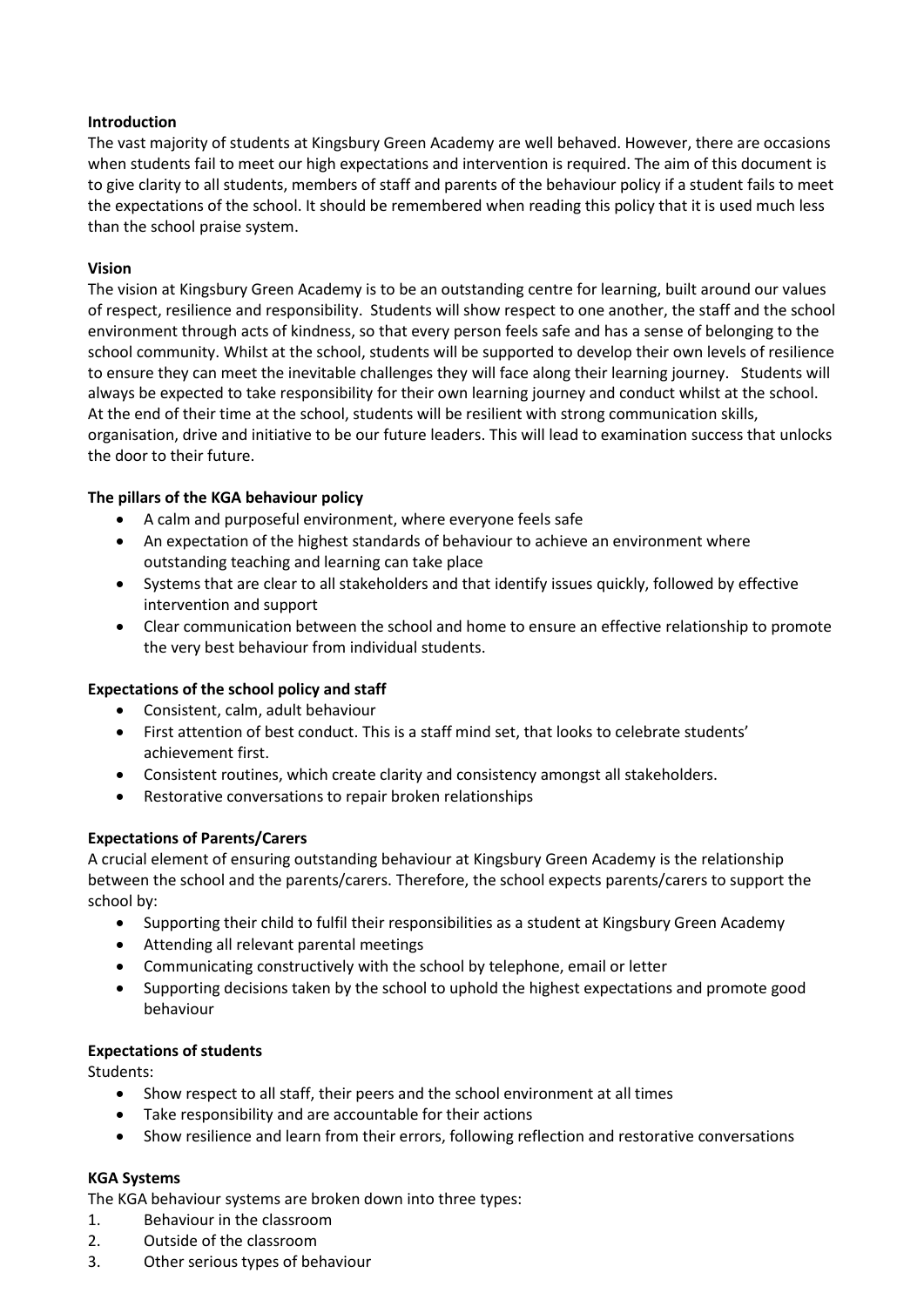**Introduction**

The vast majority of students at Kingsbury Green Academy are well behaved. However, there are occasions when students fail to meet our high expectations and intervention is required. The aim of this document is to give clarity to all students, members of staff and parents of the behaviour policy if a student fails to meet the expectations of the school. It should be remembered when reading this policy that it is used much less than the school praise system.

**Vision**

The vision at Kingsbury Green Academy is to be an outstanding centre for learning, built around our values of respect, resilience and responsibility. Students will show respect to one another, the staff and the school environment through acts of kindness, so that every person feels safe and has a sense of belonging to the school community. Whilst at the school, students will be supported to develop their own levels of resilience to ensure they can meet the inevitable challenges they will face along their learning journey. Students will always be expected to take responsibility for their own learning journey and conduct whilst at the school. At the end of their time at the school, students will be resilient with strong communication skills, organisation, drive and initiative to be our future leaders. This will lead to examination success that unlocks the door to their future.

**The pillars of the KGA behaviour policy**

- A calm and purposeful environment, where everyone feels safe
- An expectation of the highest standards of behaviour to achieve an environment where outstanding teaching and learning can take place
- Systems that are clear to all stakeholders and that identify issues quickly, followed by effective intervention and support
- Clear communication between the school and home to ensure an effective relationship to promote the very best behaviour from individual students.

**Expectations of the school policy and staff**

- Consistent, calm, adult behaviour
- First attention of best conduct. This is a staff mind set, that looks to celebrate students' achievement first.
- Consistent routines, which create clarity and consistency amongst all stakeholders.
- Restorative conversations to repair broken relationships

**Expectations of Parents/Carers**

A crucial element of ensuring outstanding behaviour at Kingsbury Green Academy is the relationship between the school and the parents/carers. Therefore, the school expects parents/carers to support the school by:

- Supporting their child to fulfil their responsibilities as a student at Kingsbury Green Academy
- Attending all relevant parental meetings
- Communicating constructively with the school by telephone, email or letter
- Supporting decisions taken by the school to uphold the highest expectations and promote good behaviour

**Expectations of students**

Students:

- Show respect to all staff, their peers and the school environment at all times
- Take responsibility and are accountable for their actions
- Show resilience and learn from their errors, following reflection and restorative conversations

**KGA Systems**

The KGA behaviour systems are broken down into three types:

1. Behaviour in the classroom
2. Outside of the classroom
3. Other serious types of behaviour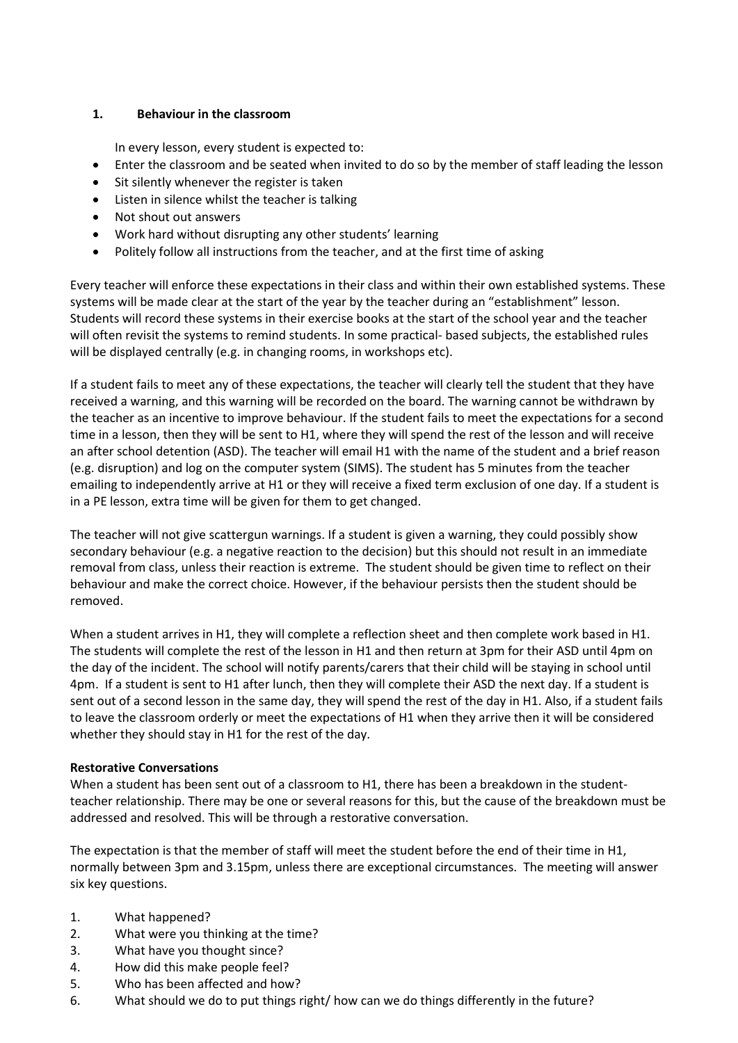## 1. Behaviour in the classroom

In every lesson, every student is expected to:

- Enter the classroom and be seated when invited to do so by the member of staff leading the lesson
- Sit silently whenever the register is taken
- Listen in silence whilst the teacher is talking
- Not shout out answers
- Work hard without disrupting any other students' learning
- Politely follow all instructions from the teacher, and at the first time of asking

Every teacher will enforce these expectations in their class and within their own established systems. These systems will be made clear at the start of the year by the teacher during an "establishment" lesson. Students will record these systems in their exercise books at the start of the school year and the teacher will often revisit the systems to remind students. In some practical- based subjects, the established rules will be displayed centrally (e.g. in changing rooms, in workshops etc).

If a student fails to meet any of these expectations, the teacher will clearly tell the student that they have received a warning, and this warning will be recorded on the board. The warning cannot be withdrawn by the teacher as an incentive to improve behaviour. If the student fails to meet the expectations for a second time in a lesson, then they will be sent to H1, where they will spend the rest of the lesson and will receive an after school detention (ASD). The teacher will email H1 with the name of the student and a brief reason (e.g. disruption) and log on the computer system (SIMS). The student has 5 minutes from the teacher emailing to independently arrive at H1 or they will receive a fixed term exclusion of one day. If a student is in a PE lesson, extra time will be given for them to get changed.

The teacher will not give scattergun warnings. If a student is given a warning, they could possibly show secondary behaviour (e.g. a negative reaction to the decision) but this should not result in an immediate removal from class, unless their reaction is extreme. The student should be given time to reflect on their behaviour and make the correct choice. However, if the behaviour persists then the student should be removed.

When a student arrives in H1, they will complete a reflection sheet and then complete work based in H1. The students will complete the rest of the lesson in H1 and then return at 3pm for their ASD until 4pm on the day of the incident. The school will notify parents/carers that their child will be staying in school until 4pm. If a student is sent to H1 after lunch, then they will complete their ASD the next day. If a student is sent out of a second lesson in the same day, they will spend the rest of the day in H1. Also, if a student fails to leave the classroom orderly or meet the expectations of H1 when they arrive then it will be considered whether they should stay in H1 for the rest of the day.

**Restorative Conversations**

When a student has been sent out of a classroom to H1, there has been a breakdown in the student-teacher relationship. There may be one or several reasons for this, but the cause of the breakdown must be addressed and resolved. This will be through a restorative conversation.

The expectation is that the member of staff will meet the student before the end of their time in H1, normally between 3pm and 3.15pm, unless there are exceptional circumstances. The meeting will answer six key questions.

1. What happened?
2. What were you thinking at the time?
3. What have you thought since?
4. How did this make people feel?
5. Who has been affected and how?
6. What should we do to put things right/ how can we do things differently in the future?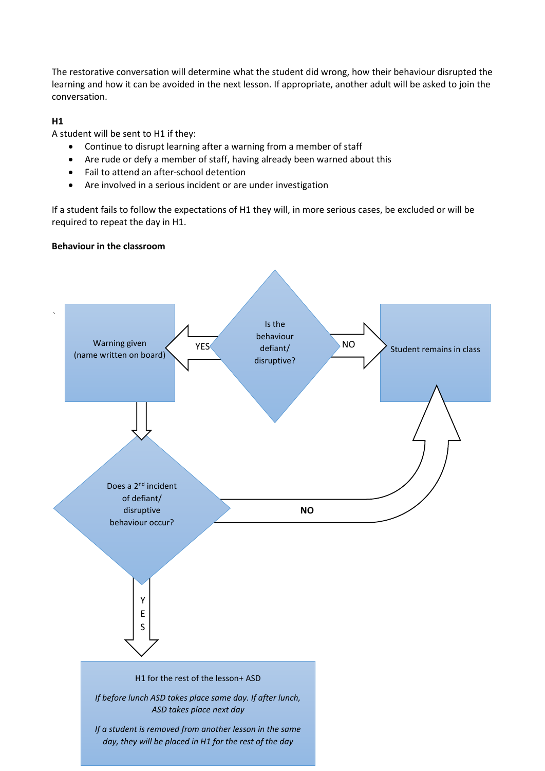The restorative conversation will determine what the student did wrong, how their behaviour disrupted the learning and how it can be avoided in the next lesson. If appropriate, another adult will be asked to join the conversation.

**H1**

A student will be sent to H1 if they:

- Continue to disrupt learning after a warning from a member of staff
- Are rude or defy a member of staff, having already been warned about this
- Fail to attend an after-school detention
- Are involved in a serious incident or are under investigation

If a student fails to follow the expectations of H1 they will, in more serious cases, be excluded or will be required to repeat the day in H1.

**Behaviour in the classroom**

Is the behaviour defiant/ disruptive?

YES → Warning given (name written on board)

NO → Student remains in class

Does a 2nd incident of defiant/ disruptive behaviour occur?

**NO** → Student remains in class

YES → H1 for the rest of the lesson+ ASD

*If before lunch ASD takes place same day. If after lunch, ASD takes place next day*

*If a student is removed from another lesson in the same day, they will be placed in H1 for the rest of the day*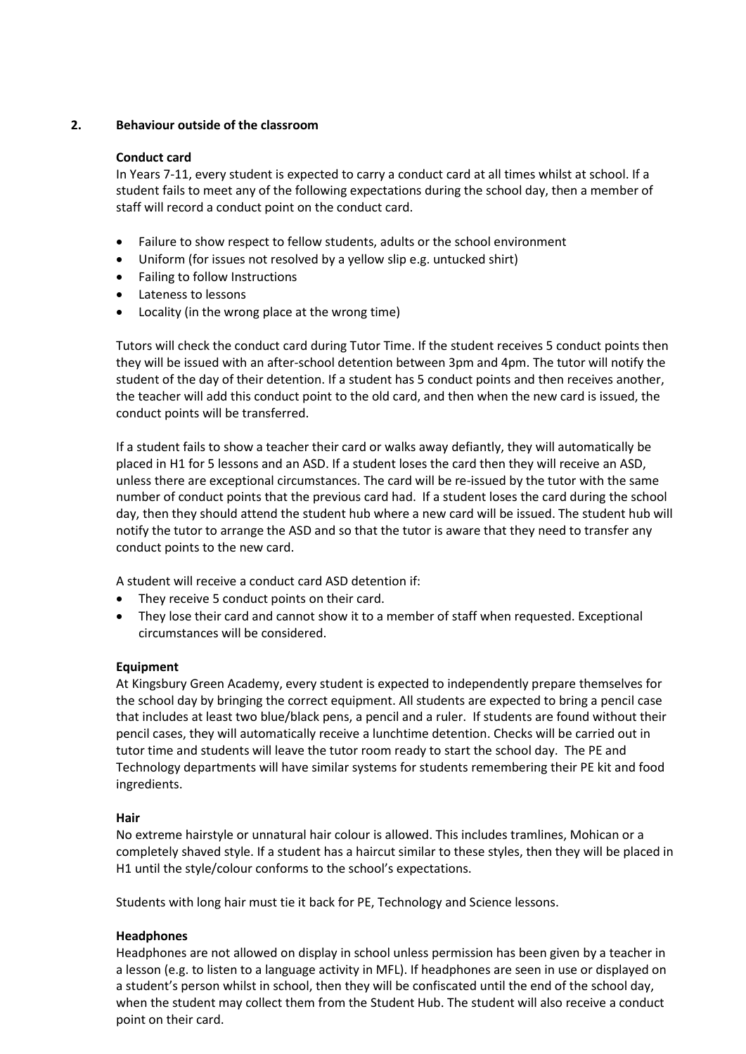## 2. Behaviour outside of the classroom

**Conduct card**

In Years 7-11, every student is expected to carry a conduct card at all times whilst at school. If a student fails to meet any of the following expectations during the school day, then a member of staff will record a conduct point on the conduct card.

- Failure to show respect to fellow students, adults or the school environment
- Uniform (for issues not resolved by a yellow slip e.g. untucked shirt)
- Failing to follow Instructions
- Lateness to lessons
- Locality (in the wrong place at the wrong time)

Tutors will check the conduct card during Tutor Time. If the student receives 5 conduct points then they will be issued with an after-school detention between 3pm and 4pm. The tutor will notify the student of the day of their detention. If a student has 5 conduct points and then receives another, the teacher will add this conduct point to the old card, and then when the new card is issued, the conduct points will be transferred.

If a student fails to show a teacher their card or walks away defiantly, they will automatically be placed in H1 for 5 lessons and an ASD. If a student loses the card then they will receive an ASD, unless there are exceptional circumstances. The card will be re-issued by the tutor with the same number of conduct points that the previous card had. If a student loses the card during the school day, then they should attend the student hub where a new card will be issued. The student hub will notify the tutor to arrange the ASD and so that the tutor is aware that they need to transfer any conduct points to the new card.

A student will receive a conduct card ASD detention if:

- They receive 5 conduct points on their card.
- They lose their card and cannot show it to a member of staff when requested. Exceptional circumstances will be considered.

**Equipment**

At Kingsbury Green Academy, every student is expected to independently prepare themselves for the school day by bringing the correct equipment. All students are expected to bring a pencil case that includes at least two blue/black pens, a pencil and a ruler. If students are found without their pencil cases, they will automatically receive a lunchtime detention. Checks will be carried out in tutor time and students will leave the tutor room ready to start the school day. The PE and Technology departments will have similar systems for students remembering their PE kit and food ingredients.

**Hair**

No extreme hairstyle or unnatural hair colour is allowed. This includes tramlines, Mohican or a completely shaved style. If a student has a haircut similar to these styles, then they will be placed in H1 until the style/colour conforms to the school's expectations.

Students with long hair must tie it back for PE, Technology and Science lessons.

**Headphones**

Headphones are not allowed on display in school unless permission has been given by a teacher in a lesson (e.g. to listen to a language activity in MFL). If headphones are seen in use or displayed on a student's person whilst in school, then they will be confiscated until the end of the school day, when the student may collect them from the Student Hub. The student will also receive a conduct point on their card.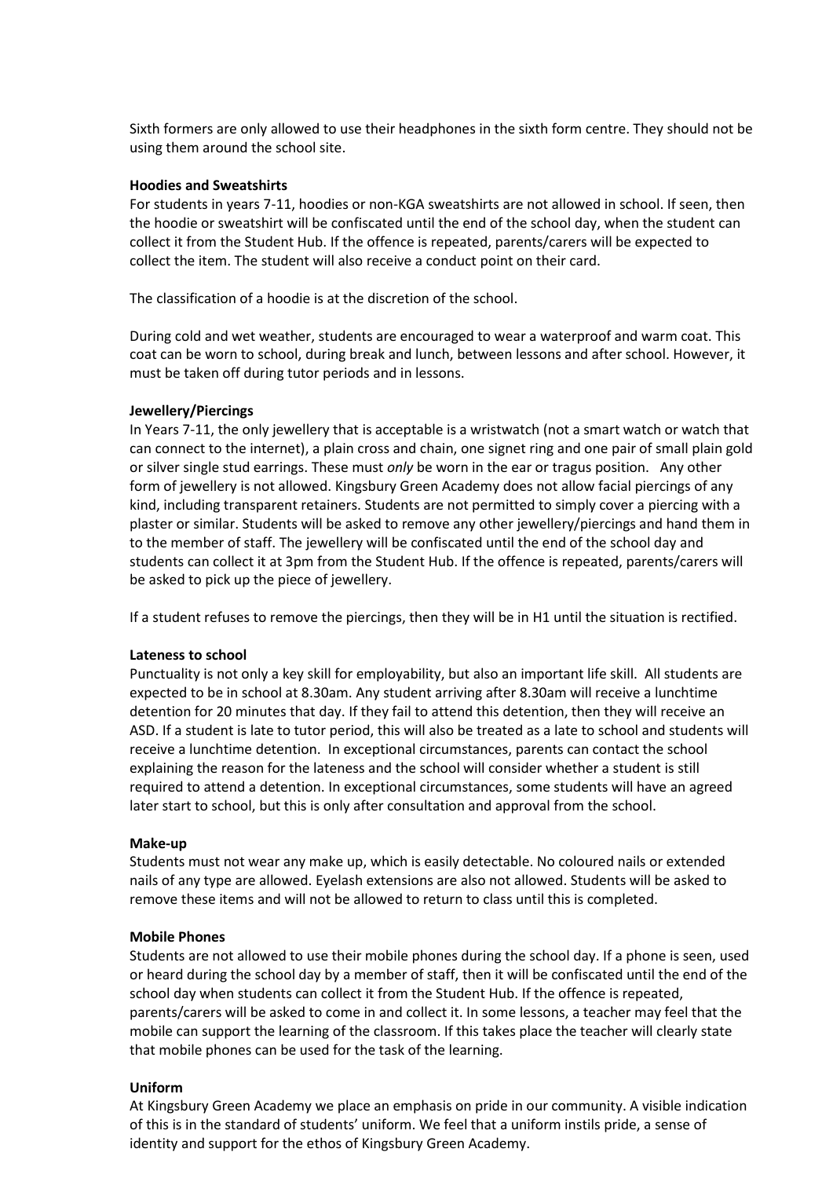Sixth formers are only allowed to use their headphones in the sixth form centre. They should not be using them around the school site.

**Hoodies and Sweatshirts**

For students in years 7-11, hoodies or non-KGA sweatshirts are not allowed in school. If seen, then the hoodie or sweatshirt will be confiscated until the end of the school day, when the student can collect it from the Student Hub. If the offence is repeated, parents/carers will be expected to collect the item. The student will also receive a conduct point on their card.

The classification of a hoodie is at the discretion of the school.

During cold and wet weather, students are encouraged to wear a waterproof and warm coat. This coat can be worn to school, during break and lunch, between lessons and after school. However, it must be taken off during tutor periods and in lessons.

**Jewellery/Piercings**

In Years 7-11, the only jewellery that is acceptable is a wristwatch (not a smart watch or watch that can connect to the internet), a plain cross and chain, one signet ring and one pair of small plain gold or silver single stud earrings. These must *only* be worn in the ear or tragus position. Any other form of jewellery is not allowed. Kingsbury Green Academy does not allow facial piercings of any kind, including transparent retainers. Students are not permitted to simply cover a piercing with a plaster or similar. Students will be asked to remove any other jewellery/piercings and hand them in to the member of staff. The jewellery will be confiscated until the end of the school day and students can collect it at 3pm from the Student Hub. If the offence is repeated, parents/carers will be asked to pick up the piece of jewellery.

If a student refuses to remove the piercings, then they will be in H1 until the situation is rectified.

**Lateness to school**

Punctuality is not only a key skill for employability, but also an important life skill. All students are expected to be in school at 8.30am. Any student arriving after 8.30am will receive a lunchtime detention for 20 minutes that day. If they fail to attend this detention, then they will receive an ASD. If a student is late to tutor period, this will also be treated as a late to school and students will receive a lunchtime detention. In exceptional circumstances, parents can contact the school explaining the reason for the lateness and the school will consider whether a student is still required to attend a detention. In exceptional circumstances, some students will have an agreed later start to school, but this is only after consultation and approval from the school.

**Make-up**

Students must not wear any make up, which is easily detectable. No coloured nails or extended nails of any type are allowed. Eyelash extensions are also not allowed. Students will be asked to remove these items and will not be allowed to return to class until this is completed.

**Mobile Phones**

Students are not allowed to use their mobile phones during the school day. If a phone is seen, used or heard during the school day by a member of staff, then it will be confiscated until the end of the school day when students can collect it from the Student Hub. If the offence is repeated, parents/carers will be asked to come in and collect it. In some lessons, a teacher may feel that the mobile can support the learning of the classroom. If this takes place the teacher will clearly state that mobile phones can be used for the task of the learning.

**Uniform**

At Kingsbury Green Academy we place an emphasis on pride in our community. A visible indication of this is in the standard of students' uniform. We feel that a uniform instils pride, a sense of identity and support for the ethos of Kingsbury Green Academy.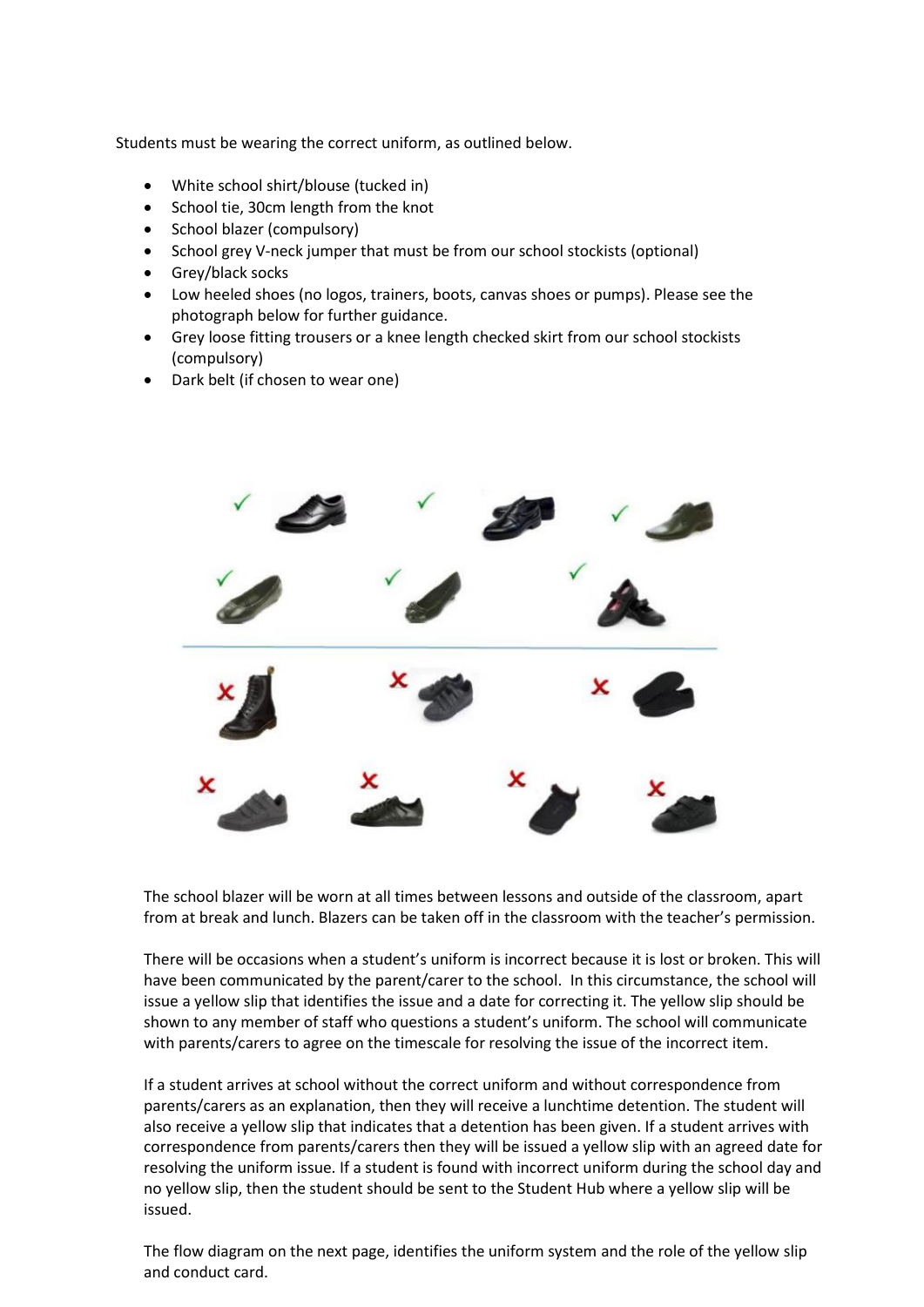Students must be wearing the correct uniform, as outlined below.

- White school shirt/blouse (tucked in)
- School tie, 30cm length from the knot
- School blazer (compulsory)
- School grey V-neck jumper that must be from our school stockists (optional)
- Grey/black socks
- Low heeled shoes (no logos, trainers, boots, canvas shoes or pumps). Please see the photograph below for further guidance.
- Grey loose fitting trousers or a knee length checked skirt from our school stockists (compulsory)
- Dark belt (if chosen to wear one)

The school blazer will be worn at all times between lessons and outside of the classroom, apart from at break and lunch. Blazers can be taken off in the classroom with the teacher's permission.

There will be occasions when a student's uniform is incorrect because it is lost or broken. This will have been communicated by the parent/carer to the school. In this circumstance, the school will issue a yellow slip that identifies the issue and a date for correcting it. The yellow slip should be shown to any member of staff who questions a student's uniform. The school will communicate with parents/carers to agree on the timescale for resolving the issue of the incorrect item.

If a student arrives at school without the correct uniform and without correspondence from parents/carers as an explanation, then they will receive a lunchtime detention. The student will also receive a yellow slip that indicates that a detention has been given. If a student arrives with correspondence from parents/carers then they will be issued a yellow slip with an agreed date for resolving the uniform issue. If a student is found with incorrect uniform during the school day and no yellow slip, then the student should be sent to the Student Hub where a yellow slip will be issued.

The flow diagram on the next page, identifies the uniform system and the role of the yellow slip and conduct card.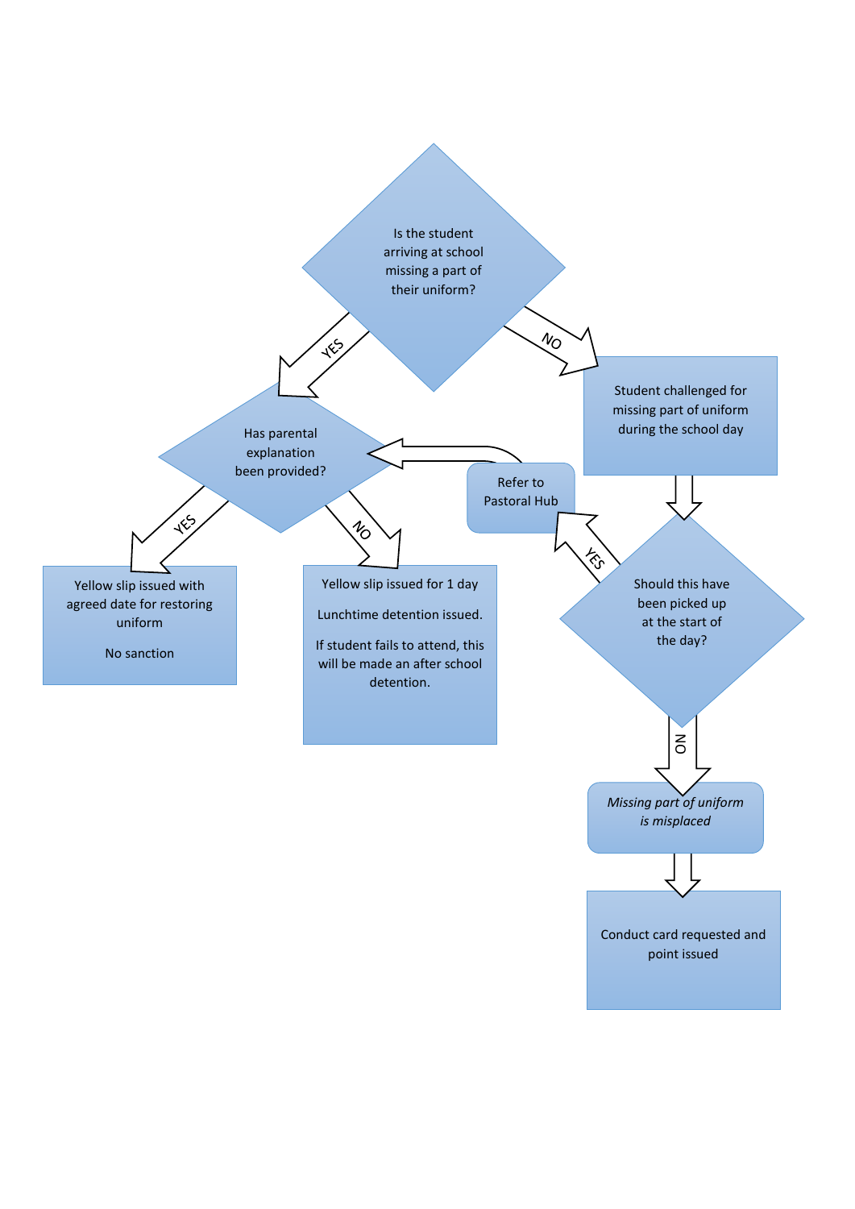Is the student arriving at school missing a part of their uniform?

YES

Has parental explanation been provided?

YES

Yellow slip issued with agreed date for restoring uniform

No sanction

NO

Yellow slip issued for 1 day

Lunchtime detention issued.

If student fails to attend, this will be made an after school detention.

NO

Student challenged for missing part of uniform during the school day

Should this have been picked up at the start of the day?

YES

Refer to Pastoral Hub

NO

*Missing part of uniform is misplaced*

Conduct card requested and point issued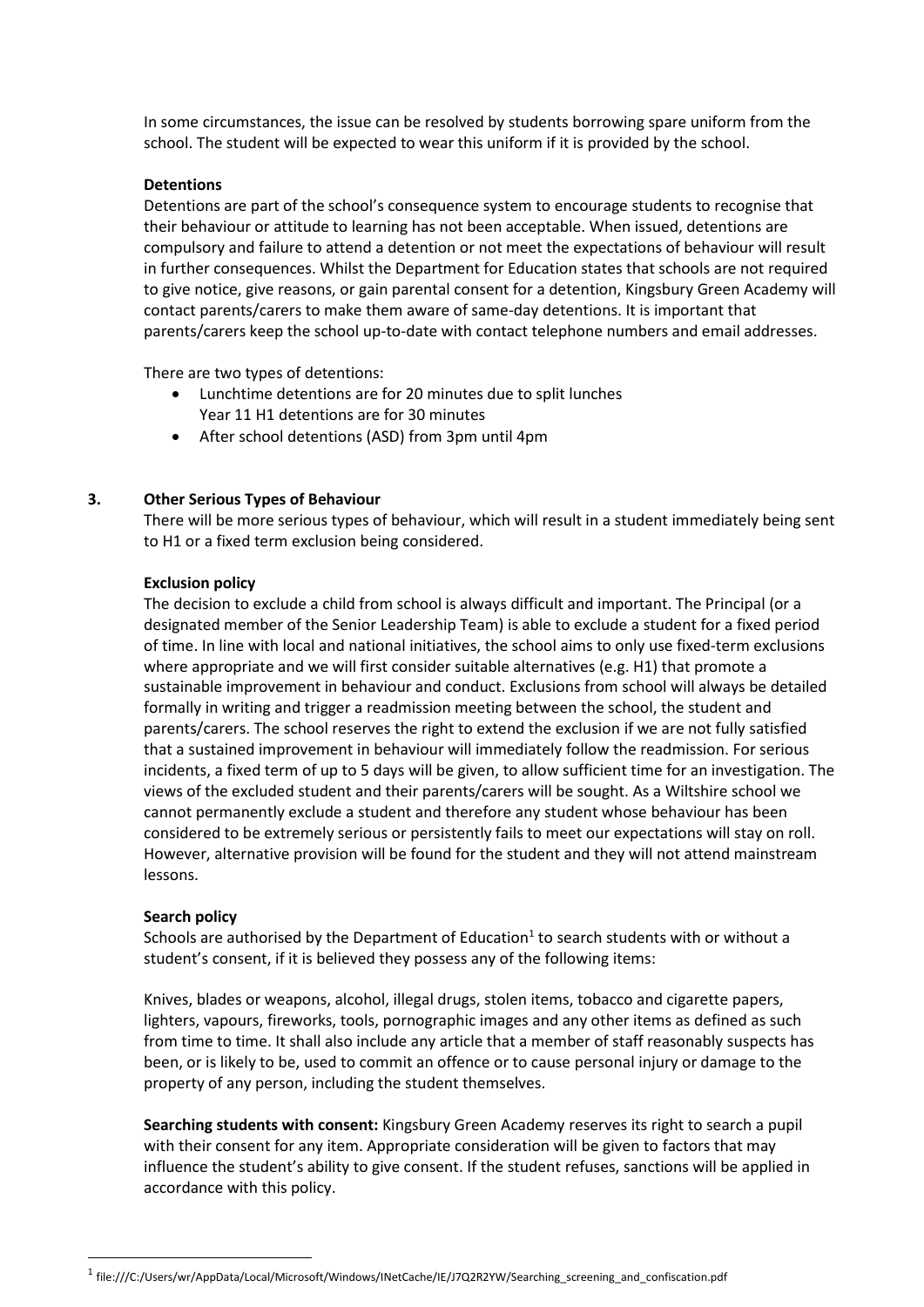In some circumstances, the issue can be resolved by students borrowing spare uniform from the school. The student will be expected to wear this uniform if it is provided by the school.

**Detentions**

Detentions are part of the school's consequence system to encourage students to recognise that their behaviour or attitude to learning has not been acceptable. When issued, detentions are compulsory and failure to attend a detention or not meet the expectations of behaviour will result in further consequences. Whilst the Department for Education states that schools are not required to give notice, give reasons, or gain parental consent for a detention, Kingsbury Green Academy will contact parents/carers to make them aware of same-day detentions. It is important that parents/carers keep the school up-to-date with contact telephone numbers and email addresses.

There are two types of detentions:

- Lunchtime detentions are for 20 minutes due to split lunches
  Year 11 H1 detentions are for 30 minutes
- After school detentions (ASD) from 3pm until 4pm

## 3. Other Serious Types of Behaviour

There will be more serious types of behaviour, which will result in a student immediately being sent to H1 or a fixed term exclusion being considered.

**Exclusion policy**

The decision to exclude a child from school is always difficult and important. The Principal (or a designated member of the Senior Leadership Team) is able to exclude a student for a fixed period of time. In line with local and national initiatives, the school aims to only use fixed-term exclusions where appropriate and we will first consider suitable alternatives (e.g. H1) that promote a sustainable improvement in behaviour and conduct. Exclusions from school will always be detailed formally in writing and trigger a readmission meeting between the school, the student and parents/carers. The school reserves the right to extend the exclusion if we are not fully satisfied that a sustained improvement in behaviour will immediately follow the readmission. For serious incidents, a fixed term of up to 5 days will be given, to allow sufficient time for an investigation. The views of the excluded student and their parents/carers will be sought. As a Wiltshire school we cannot permanently exclude a student and therefore any student whose behaviour has been considered to be extremely serious or persistently fails to meet our expectations will stay on roll. However, alternative provision will be found for the student and they will not attend mainstream lessons.

**Search policy**

Schools are authorised by the Department of Education[1] to search students with or without a student's consent, if it is believed they possess any of the following items:

Knives, blades or weapons, alcohol, illegal drugs, stolen items, tobacco and cigarette papers, lighters, vapours, fireworks, tools, pornographic images and any other items as defined as such from time to time. It shall also include any article that a member of staff reasonably suspects has been, or is likely to be, used to commit an offence or to cause personal injury or damage to the property of any person, including the student themselves.

**Searching students with consent:** Kingsbury Green Academy reserves its right to search a pupil with their consent for any item. Appropriate consideration will be given to factors that may influence the student's ability to give consent. If the student refuses, sanctions will be applied in accordance with this policy.

[1] file:///C:/Users/wr/AppData/Local/Microsoft/Windows/INetCache/IE/J7Q2R2YW/Searching_screening_and_confiscation.pdf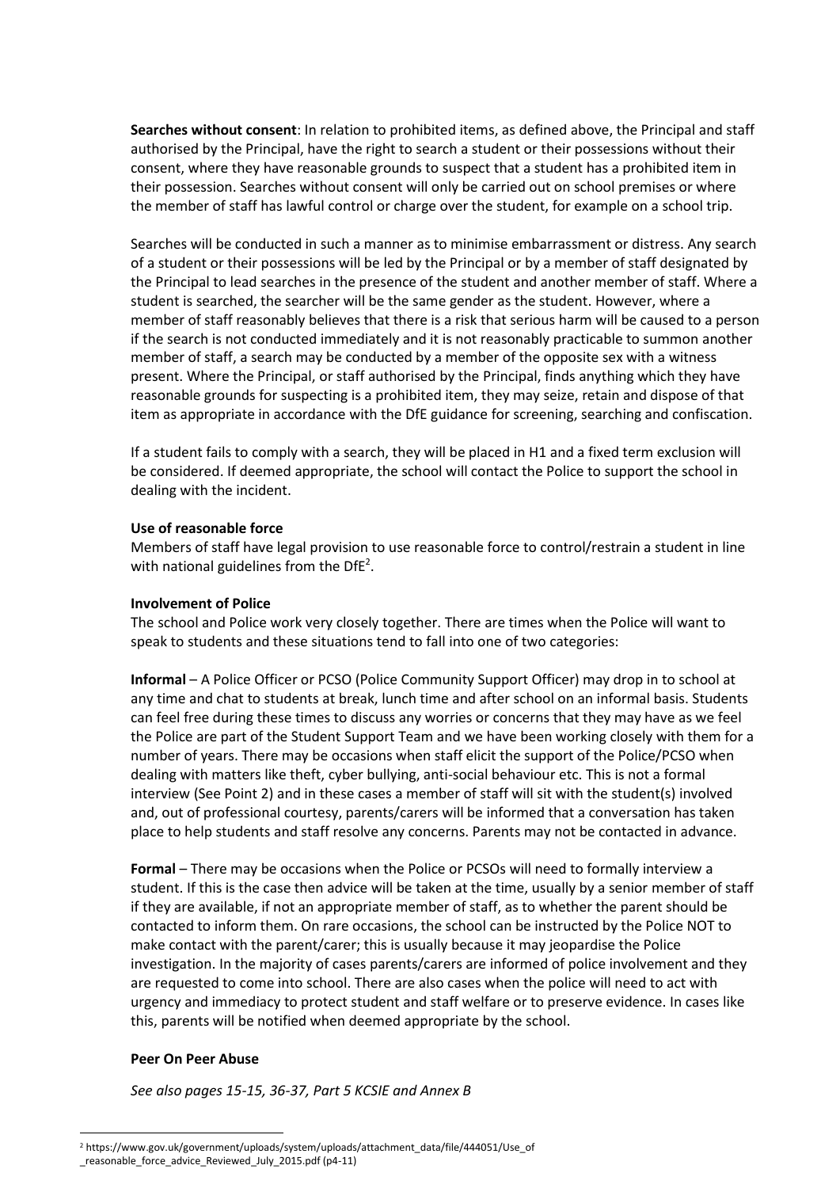**Searches without consent**: In relation to prohibited items, as defined above, the Principal and staff authorised by the Principal, have the right to search a student or their possessions without their consent, where they have reasonable grounds to suspect that a student has a prohibited item in their possession. Searches without consent will only be carried out on school premises or where the member of staff has lawful control or charge over the student, for example on a school trip.

Searches will be conducted in such a manner as to minimise embarrassment or distress. Any search of a student or their possessions will be led by the Principal or by a member of staff designated by the Principal to lead searches in the presence of the student and another member of staff. Where a student is searched, the searcher will be the same gender as the student. However, where a member of staff reasonably believes that there is a risk that serious harm will be caused to a person if the search is not conducted immediately and it is not reasonably practicable to summon another member of staff, a search may be conducted by a member of the opposite sex with a witness present. Where the Principal, or staff authorised by the Principal, finds anything which they have reasonable grounds for suspecting is a prohibited item, they may seize, retain and dispose of that item as appropriate in accordance with the DfE guidance for screening, searching and confiscation.

If a student fails to comply with a search, they will be placed in H1 and a fixed term exclusion will be considered. If deemed appropriate, the school will contact the Police to support the school in dealing with the incident.

**Use of reasonable force**

Members of staff have legal provision to use reasonable force to control/restrain a student in line with national guidelines from the DfE[2].

**Involvement of Police**

The school and Police work very closely together. There are times when the Police will want to speak to students and these situations tend to fall into one of two categories:

**Informal** – A Police Officer or PCSO (Police Community Support Officer) may drop in to school at any time and chat to students at break, lunch time and after school on an informal basis. Students can feel free during these times to discuss any worries or concerns that they may have as we feel the Police are part of the Student Support Team and we have been working closely with them for a number of years. There may be occasions when staff elicit the support of the Police/PCSO when dealing with matters like theft, cyber bullying, anti-social behaviour etc. This is not a formal interview (See Point 2) and in these cases a member of staff will sit with the student(s) involved and, out of professional courtesy, parents/carers will be informed that a conversation has taken place to help students and staff resolve any concerns. Parents may not be contacted in advance.

**Formal** – There may be occasions when the Police or PCSOs will need to formally interview a student. If this is the case then advice will be taken at the time, usually by a senior member of staff if they are available, if not an appropriate member of staff, as to whether the parent should be contacted to inform them. On rare occasions, the school can be instructed by the Police NOT to make contact with the parent/carer; this is usually because it may jeopardise the Police investigation. In the majority of cases parents/carers are informed of police involvement and they are requested to come into school. There are also cases when the police will need to act with urgency and immediacy to protect student and staff welfare or to preserve evidence. In cases like this, parents will be notified when deemed appropriate by the school.

**Peer On Peer Abuse**

*See also pages 15-15, 36-37, Part 5 KCSIE and Annex B*

[2] https://www.gov.uk/government/uploads/system/uploads/attachment_data/file/444051/Use_of_reasonable_force_advice_Reviewed_July_2015.pdf (p4-11)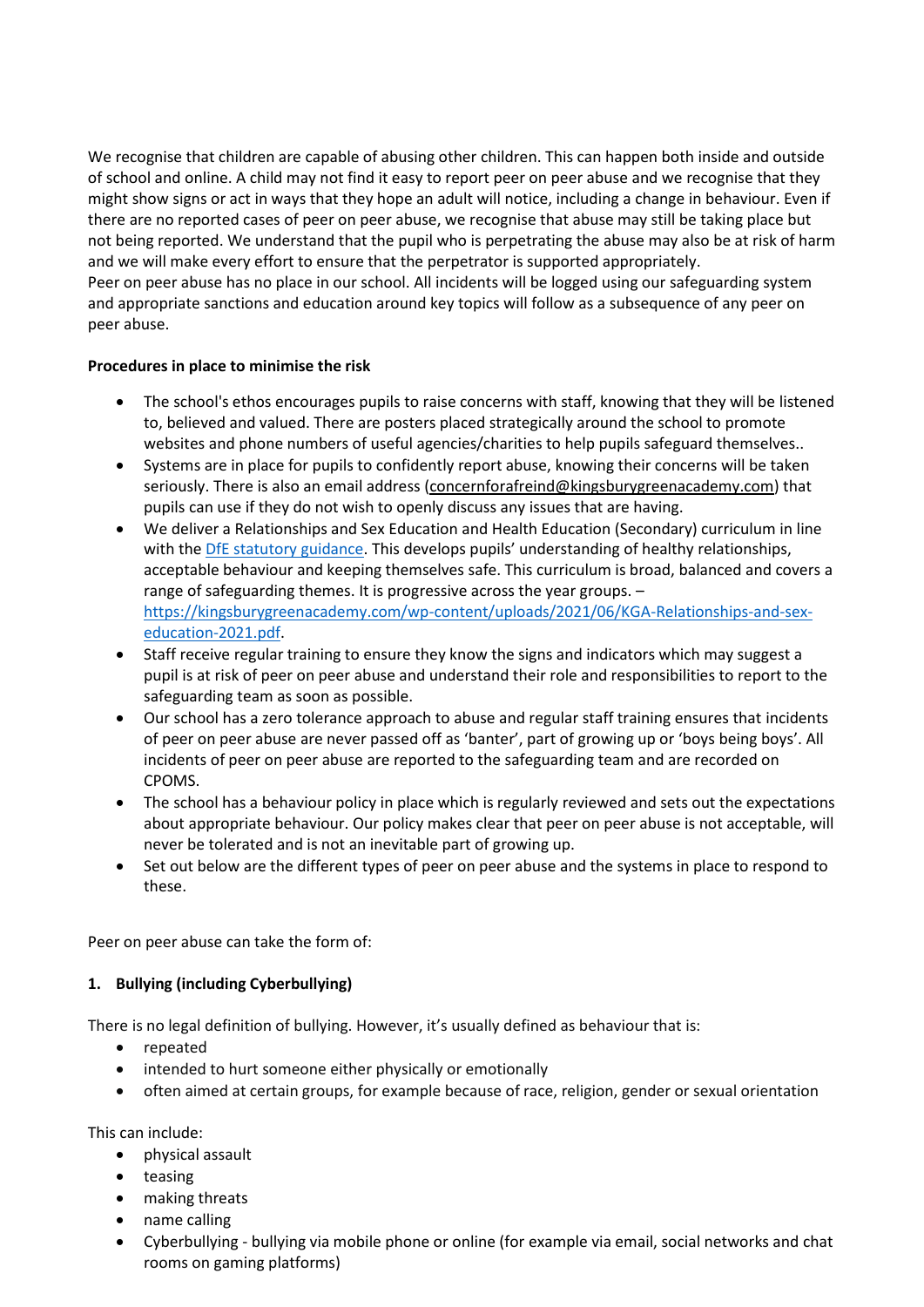We recognise that children are capable of abusing other children. This can happen both inside and outside of school and online. A child may not find it easy to report peer on peer abuse and we recognise that they might show signs or act in ways that they hope an adult will notice, including a change in behaviour. Even if there are no reported cases of peer on peer abuse, we recognise that abuse may still be taking place but not being reported. We understand that the pupil who is perpetrating the abuse may also be at risk of harm and we will make every effort to ensure that the perpetrator is supported appropriately.
Peer on peer abuse has no place in our school. All incidents will be logged using our safeguarding system and appropriate sanctions and education around key topics will follow as a subsequence of any peer on peer abuse.

**Procedures in place to minimise the risk**

- The school's ethos encourages pupils to raise concerns with staff, knowing that they will be listened to, believed and valued. There are posters placed strategically around the school to promote websites and phone numbers of useful agencies/charities to help pupils safeguard themselves..
- Systems are in place for pupils to confidently report abuse, knowing their concerns will be taken seriously. There is also an email address (concernforafreind@kingsburygreenacademy.com) that pupils can use if they do not wish to openly discuss any issues that are having.
- We deliver a Relationships and Sex Education and Health Education (Secondary) curriculum in line with the DfE statutory guidance. This develops pupils' understanding of healthy relationships, acceptable behaviour and keeping themselves safe. This curriculum is broad, balanced and covers a range of safeguarding themes. It is progressive across the year groups. – https://kingsburygreenacademy.com/wp-content/uploads/2021/06/KGA-Relationships-and-sex-education-2021.pdf.
- Staff receive regular training to ensure they know the signs and indicators which may suggest a pupil is at risk of peer on peer abuse and understand their role and responsibilities to report to the safeguarding team as soon as possible.
- Our school has a zero tolerance approach to abuse and regular staff training ensures that incidents of peer on peer abuse are never passed off as 'banter', part of growing up or 'boys being boys'. All incidents of peer on peer abuse are reported to the safeguarding team and are recorded on CPOMS.
- The school has a behaviour policy in place which is regularly reviewed and sets out the expectations about appropriate behaviour. Our policy makes clear that peer on peer abuse is not acceptable, will never be tolerated and is not an inevitable part of growing up.
- Set out below are the different types of peer on peer abuse and the systems in place to respond to these.

Peer on peer abuse can take the form of:

**1. Bullying (including Cyberbullying)**

There is no legal definition of bullying. However, it's usually defined as behaviour that is:

- repeated
- intended to hurt someone either physically or emotionally
- often aimed at certain groups, for example because of race, religion, gender or sexual orientation

This can include:

- physical assault
- teasing
- making threats
- name calling
- Cyberbullying - bullying via mobile phone or online (for example via email, social networks and chat rooms on gaming platforms)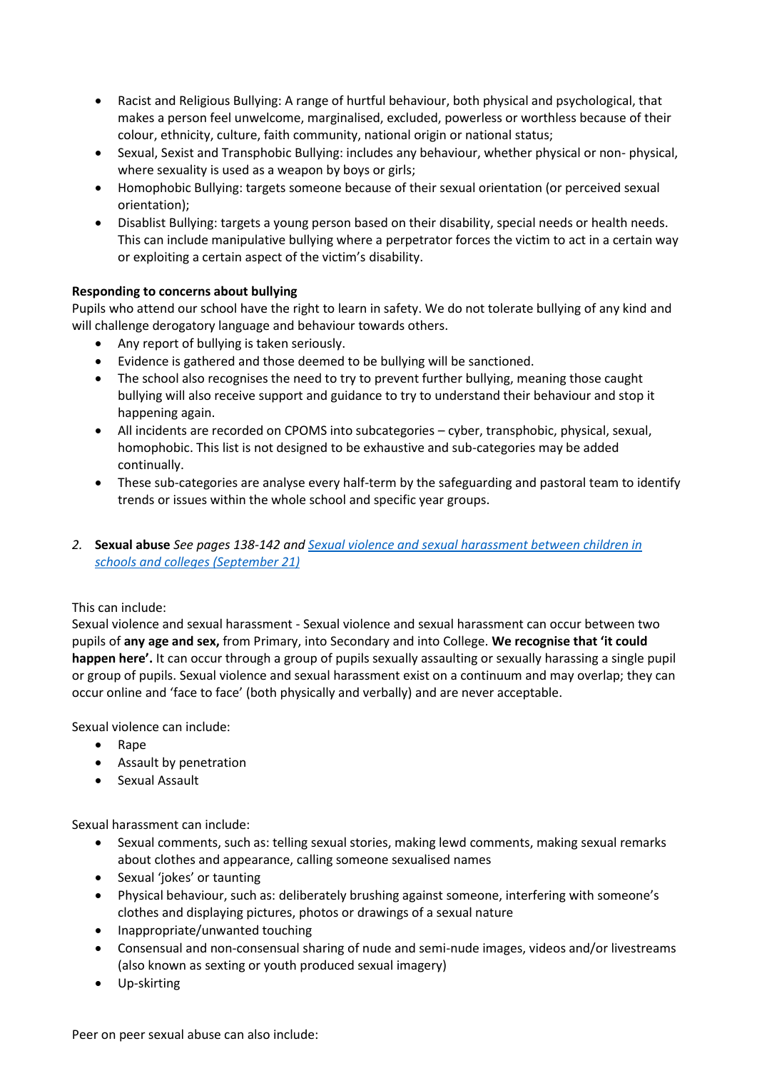- Racist and Religious Bullying: A range of hurtful behaviour, both physical and psychological, that makes a person feel unwelcome, marginalised, excluded, powerless or worthless because of their colour, ethnicity, culture, faith community, national origin or national status;
- Sexual, Sexist and Transphobic Bullying: includes any behaviour, whether physical or non- physical, where sexuality is used as a weapon by boys or girls;
- Homophobic Bullying: targets someone because of their sexual orientation (or perceived sexual orientation);
- Disablist Bullying: targets a young person based on their disability, special needs or health needs. This can include manipulative bullying where a perpetrator forces the victim to act in a certain way or exploiting a certain aspect of the victim's disability.

**Responding to concerns about bullying**

Pupils who attend our school have the right to learn in safety. We do not tolerate bullying of any kind and will challenge derogatory language and behaviour towards others.

- Any report of bullying is taken seriously.
- Evidence is gathered and those deemed to be bullying will be sanctioned.
- The school also recognises the need to try to prevent further bullying, meaning those caught bullying will also receive support and guidance to try to understand their behaviour and stop it happening again.
- All incidents are recorded on CPOMS into subcategories – cyber, transphobic, physical, sexual, homophobic. This list is not designed to be exhaustive and sub-categories may be added continually.
- These sub-categories are analyse every half-term by the safeguarding and pastoral team to identify trends or issues within the whole school and specific year groups.

*2.* **Sexual abuse** *See pages 138-142 and [Sexual violence and sexual harassment between children in schools and colleges (September 21)]*

This can include:

Sexual violence and sexual harassment - Sexual violence and sexual harassment can occur between two pupils of **any age and sex,** from Primary, into Secondary and into College. **We recognise that 'it could happen here'.** It can occur through a group of pupils sexually assaulting or sexually harassing a single pupil or group of pupils. Sexual violence and sexual harassment exist on a continuum and may overlap; they can occur online and 'face to face' (both physically and verbally) and are never acceptable.

Sexual violence can include:

- Rape
- Assault by penetration
- Sexual Assault

Sexual harassment can include:

- Sexual comments, such as: telling sexual stories, making lewd comments, making sexual remarks about clothes and appearance, calling someone sexualised names
- Sexual 'jokes' or taunting
- Physical behaviour, such as: deliberately brushing against someone, interfering with someone's clothes and displaying pictures, photos or drawings of a sexual nature
- Inappropriate/unwanted touching
- Consensual and non-consensual sharing of nude and semi-nude images, videos and/or livestreams (also known as sexting or youth produced sexual imagery)
- Up-skirting

Peer on peer sexual abuse can also include: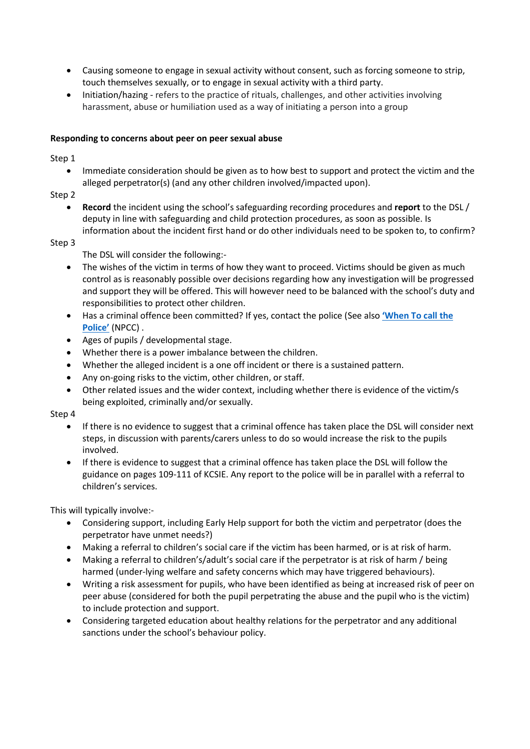- Causing someone to engage in sexual activity without consent, such as forcing someone to strip, touch themselves sexually, or to engage in sexual activity with a third party.
- Initiation/hazing - refers to the practice of rituals, challenges, and other activities involving harassment, abuse or humiliation used as a way of initiating a person into a group

**Responding to concerns about peer on peer sexual abuse**

Step 1

- Immediate consideration should be given as to how best to support and protect the victim and the alleged perpetrator(s) (and any other children involved/impacted upon).

Step 2

- **Record** the incident using the school's safeguarding recording procedures and **report** to the DSL / deputy in line with safeguarding and child protection procedures, as soon as possible. Is information about the incident first hand or do other individuals need to be spoken to, to confirm?

Step 3

The DSL will consider the following:-

- The wishes of the victim in terms of how they want to proceed. Victims should be given as much control as is reasonably possible over decisions regarding how any investigation will be progressed and support they will be offered. This will however need to be balanced with the school's duty and responsibilities to protect other children.
- Has a criminal offence been committed? If yes, contact the police (See also **'When To call the Police'** (NPCC) .
- Ages of pupils / developmental stage.
- Whether there is a power imbalance between the children.
- Whether the alleged incident is a one off incident or there is a sustained pattern.
- Any on-going risks to the victim, other children, or staff.
- Other related issues and the wider context, including whether there is evidence of the victim/s being exploited, criminally and/or sexually.

Step 4

- If there is no evidence to suggest that a criminal offence has taken place the DSL will consider next steps, in discussion with parents/carers unless to do so would increase the risk to the pupils involved.
- If there is evidence to suggest that a criminal offence has taken place the DSL will follow the guidance on pages 109-111 of KCSIE. Any report to the police will be in parallel with a referral to children's services.

This will typically involve:-

- Considering support, including Early Help support for both the victim and perpetrator (does the perpetrator have unmet needs?)
- Making a referral to children's social care if the victim has been harmed, or is at risk of harm.
- Making a referral to children's/adult's social care if the perpetrator is at risk of harm / being harmed (under-lying welfare and safety concerns which may have triggered behaviours).
- Writing a risk assessment for pupils, who have been identified as being at increased risk of peer on peer abuse (considered for both the pupil perpetrating the abuse and the pupil who is the victim) to include protection and support.
- Considering targeted education about healthy relations for the perpetrator and any additional sanctions under the school's behaviour policy.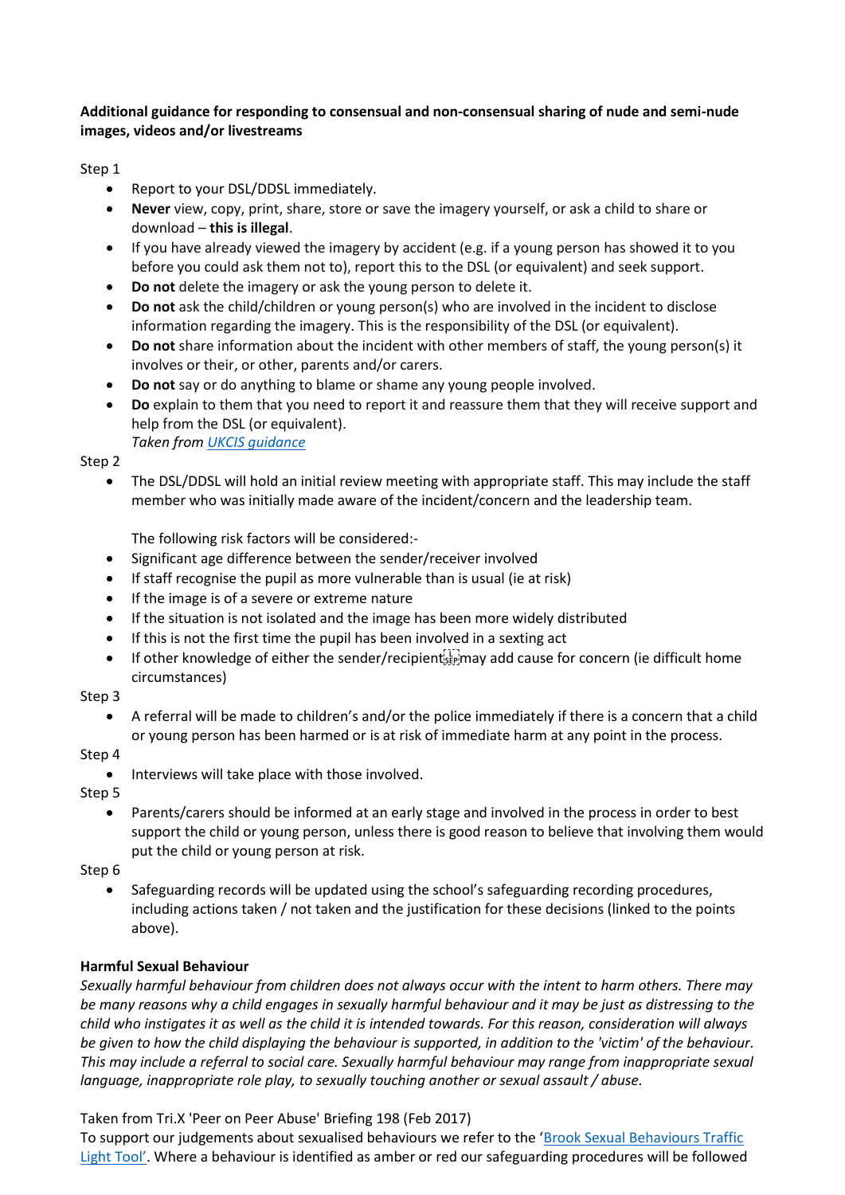**Additional guidance for responding to consensual and non-consensual sharing of nude and semi-nude images, videos and/or livestreams**

Step 1

- Report to your DSL/DDSL immediately.
- **Never** view, copy, print, share, store or save the imagery yourself, or ask a child to share or download – **this is illegal**.
- If you have already viewed the imagery by accident (e.g. if a young person has showed it to you before you could ask them not to), report this to the DSL (or equivalent) and seek support.
- **Do not** delete the imagery or ask the young person to delete it.
- **Do not** ask the child/children or young person(s) who are involved in the incident to disclose information regarding the imagery. This is the responsibility of the DSL (or equivalent).
- **Do not** share information about the incident with other members of staff, the young person(s) it involves or their, or other, parents and/or carers.
- **Do not** say or do anything to blame or shame any young people involved.
- **Do** explain to them that you need to report it and reassure them that they will receive support and help from the DSL (or equivalent).
  *Taken from UKCIS guidance*

Step 2

- The DSL/DDSL will hold an initial review meeting with appropriate staff. This may include the staff member who was initially made aware of the incident/concern and the leadership team.

  The following risk factors will be considered:-
- Significant age difference between the sender/receiver involved
- If staff recognise the pupil as more vulnerable than is usual (ie at risk)
- If the image is of a severe or extreme nature
- If the situation is not isolated and the image has been more widely distributed
- If this is not the first time the pupil has been involved in a sexting act
- If other knowledge of either the sender/recipient may add cause for concern (ie difficult home circumstances)

Step 3

- A referral will be made to children's and/or the police immediately if there is a concern that a child or young person has been harmed or is at risk of immediate harm at any point in the process.

Step 4

- Interviews will take place with those involved.

Step 5

- Parents/carers should be informed at an early stage and involved in the process in order to best support the child or young person, unless there is good reason to believe that involving them would put the child or young person at risk.

Step 6

- Safeguarding records will be updated using the school's safeguarding recording procedures, including actions taken / not taken and the justification for these decisions (linked to the points above).

**Harmful Sexual Behaviour**

*Sexually harmful behaviour from children does not always occur with the intent to harm others. There may be many reasons why a child engages in sexually harmful behaviour and it may be just as distressing to the child who instigates it as well as the child it is intended towards. For this reason, consideration will always be given to how the child displaying the behaviour is supported, in addition to the 'victim' of the behaviour. This may include a referral to social care. Sexually harmful behaviour may range from inappropriate sexual language, inappropriate role play, to sexually touching another or sexual assault / abuse.*

Taken from Tri.X 'Peer on Peer Abuse' Briefing 198 (Feb 2017)
To support our judgements about sexualised behaviours we refer to the 'Brook Sexual Behaviours Traffic Light Tool'. Where a behaviour is identified as amber or red our safeguarding procedures will be followed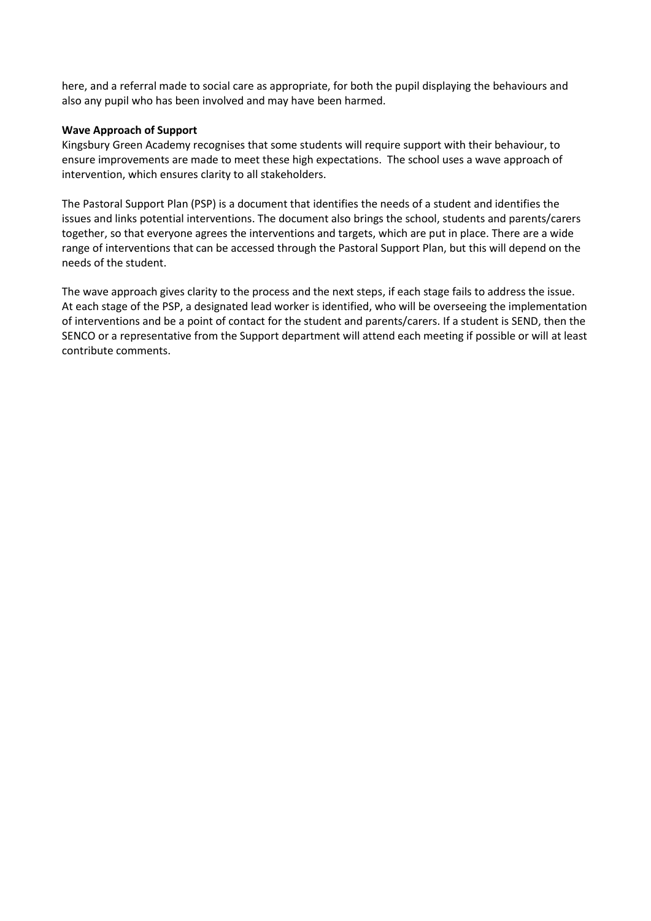here, and a referral made to social care as appropriate, for both the pupil displaying the behaviours and also any pupil who has been involved and may have been harmed.

**Wave Approach of Support**

Kingsbury Green Academy recognises that some students will require support with their behaviour, to ensure improvements are made to meet these high expectations. The school uses a wave approach of intervention, which ensures clarity to all stakeholders.

The Pastoral Support Plan (PSP) is a document that identifies the needs of a student and identifies the issues and links potential interventions. The document also brings the school, students and parents/carers together, so that everyone agrees the interventions and targets, which are put in place. There are a wide range of interventions that can be accessed through the Pastoral Support Plan, but this will depend on the needs of the student.

The wave approach gives clarity to the process and the next steps, if each stage fails to address the issue. At each stage of the PSP, a designated lead worker is identified, who will be overseeing the implementation of interventions and be a point of contact for the student and parents/carers. If a student is SEND, then the SENCO or a representative from the Support department will attend each meeting if possible or will at least contribute comments.